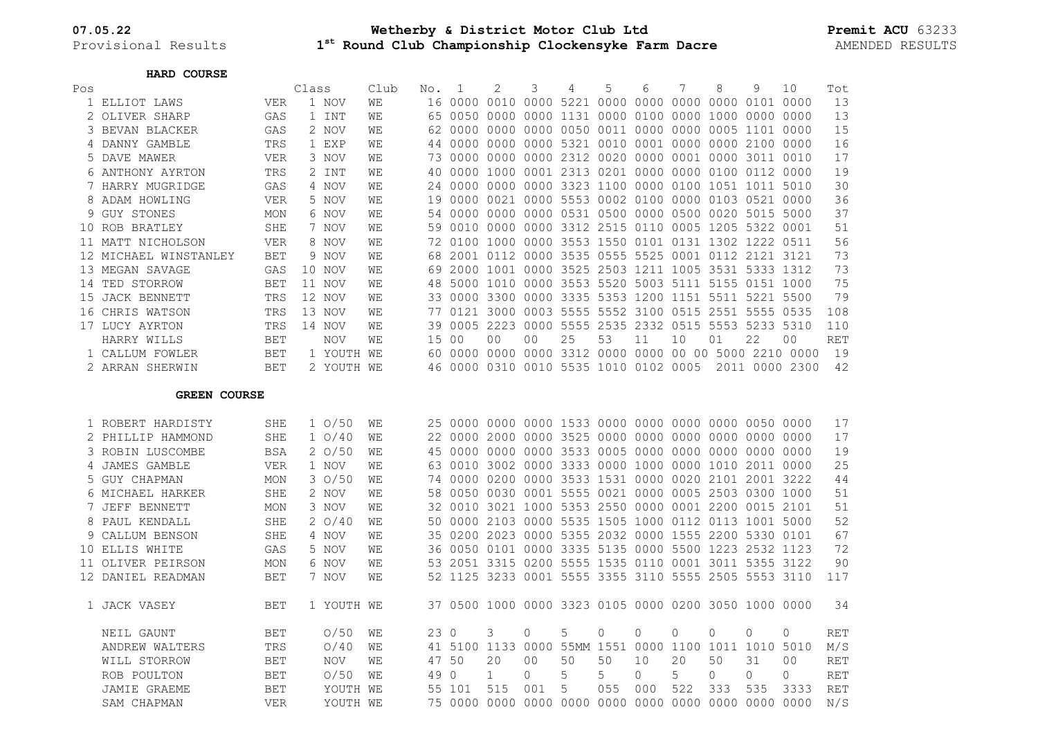**07.05.22** Provisional Results

**Wetherby & District Motor Club Ltd**
**1st Round Club Championship Clockensyke Farm Dacre**

**Premit ACU** 63233
AMENDED RESULTS

**HARD COURSE**

| Pos | Name | | Class | Club | No. | 1 | 2 | 3 | 4 | 5 | 6 | 7 | 8 | 9 | 10 | Tot |
|---|---|---|---|---|---|---|---|---|---|---|---|---|---|---|---|---|
| 1 | ELLIOT LAWS | VER | 1 NOV | WE | 16 | 0000 | 0010 | 0000 | 5221 | 0000 | 0000 | 0000 | 0000 | 0101 | 0000 | 13 |
| 2 | OLIVER SHARP | GAS | 1 INT | WE | 65 | 0050 | 0000 | 0000 | 1131 | 0000 | 0100 | 0000 | 1000 | 0000 | 0000 | 13 |
| 3 | BEVAN BLACKER | GAS | 2 NOV | WE | 62 | 0000 | 0000 | 0000 | 0050 | 0011 | 0000 | 0000 | 0005 | 1101 | 0000 | 15 |
| 4 | DANNY GAMBLE | TRS | 1 EXP | WE | 44 | 0000 | 0000 | 0000 | 5321 | 0010 | 0001 | 0000 | 0000 | 2100 | 0000 | 16 |
| 5 | DAVE MAWER | VER | 3 NOV | WE | 73 | 0000 | 0000 | 0000 | 2312 | 0020 | 0000 | 0001 | 0000 | 3011 | 0010 | 17 |
| 6 | ANTHONY AYRTON | TRS | 2 INT | WE | 40 | 0000 | 1000 | 0001 | 2313 | 0201 | 0000 | 0000 | 0100 | 0112 | 0000 | 19 |
| 7 | HARRY MUGRIDGE | GAS | 4 NOV | WE | 24 | 0000 | 0000 | 0000 | 3323 | 1100 | 0000 | 0100 | 1051 | 1011 | 5010 | 30 |
| 8 | ADAM HOWLING | VER | 5 NOV | WE | 19 | 0000 | 0021 | 0000 | 5553 | 0002 | 0100 | 0000 | 0103 | 0521 | 0000 | 36 |
| 9 | GUY STONES | MON | 6 NOV | WE | 54 | 0000 | 0000 | 0000 | 0531 | 0500 | 0000 | 0500 | 0020 | 5015 | 5000 | 37 |
| 10 | ROB BRATLEY | SHE | 7 NOV | WE | 59 | 0010 | 0000 | 0000 | 3312 | 2515 | 0110 | 0005 | 1205 | 5322 | 0001 | 51 |
| 11 | MATT NICHOLSON | VER | 8 NOV | WE | 72 | 0100 | 1000 | 0000 | 3553 | 1550 | 0101 | 0131 | 1302 | 1222 | 0511 | 56 |
| 12 | MICHAEL WINSTANLEY | BET | 9 NOV | WE | 68 | 2001 | 0112 | 0000 | 3535 | 0555 | 5525 | 0001 | 0112 | 2121 | 3121 | 73 |
| 13 | MEGAN SAVAGE | GAS | 10 NOV | WE | 69 | 2000 | 1001 | 0000 | 3525 | 2503 | 1211 | 1005 | 3531 | 5333 | 1312 | 73 |
| 14 | TED STORROW | BET | 11 NOV | WE | 48 | 5000 | 1010 | 0000 | 3553 | 5520 | 5003 | 5111 | 5155 | 0151 | 1000 | 75 |
| 15 | JACK BENNETT | TRS | 12 NOV | WE | 33 | 0000 | 3300 | 0000 | 3335 | 5353 | 1200 | 1151 | 5511 | 5221 | 5500 | 79 |
| 16 | CHRIS WATSON | TRS | 13 NOV | WE | 77 | 0121 | 3000 | 0003 | 5555 | 5552 | 3100 | 0515 | 2551 | 5555 | 0535 | 108 |
| 17 | LUCY AYRTON | TRS | 14 NOV | WE | 39 | 0005 | 2223 | 0000 | 5555 | 2535 | 2332 | 0515 | 5553 | 5233 | 5310 | 110 |
| | HARRY WILLS | BET | NOV | WE | 15 | 00 | 00 | 00 | 25 | 53 | 11 | 10 | 01 | 22 | 00 | RET |
| 1 | CALLUM FOWLER | BET | 1 YOUTH | WE | 60 | 0000 | 0000 | 0000 | 3312 | 0000 | 0000 | 00 00 | 5000 | 2210 | 0000 | 19 |
| 2 | ARRAN SHERWIN | BET | 2 YOUTH | WE | 46 | 0000 | 0310 | 0010 | 5535 | 1010 | 0102 | 0005 | 2011 | 0000 | 2300 | 42 |

**GREEN COURSE**

| Pos | Name | | Class | Club | No. | 1 | 2 | 3 | 4 | 5 | 6 | 7 | 8 | 9 | 10 | Tot |
|---|---|---|---|---|---|---|---|---|---|---|---|---|---|---|---|---|
| 1 | ROBERT HARDISTY | SHE | 1 O/50 | WE | 25 | 0000 | 0000 | 0000 | 1533 | 0000 | 0000 | 0000 | 0000 | 0050 | 0000 | 17 |
| 2 | PHILLIP HAMMOND | SHE | 1 O/40 | WE | 22 | 0000 | 2000 | 0000 | 3525 | 0000 | 0000 | 0000 | 0000 | 0000 | 0000 | 17 |
| 3 | ROBIN LUSCOMBE | BSA | 2 O/50 | WE | 45 | 0000 | 0000 | 0000 | 3533 | 0005 | 0000 | 0000 | 0000 | 0000 | 0000 | 19 |
| 4 | JAMES GAMBLE | VER | 1 NOV | WE | 63 | 0010 | 3002 | 0000 | 3333 | 0000 | 1000 | 0000 | 1010 | 2011 | 0000 | 25 |
| 5 | GUY CHAPMAN | MON | 3 O/50 | WE | 74 | 0000 | 0200 | 0000 | 3533 | 1531 | 0000 | 0020 | 2101 | 2001 | 3222 | 44 |
| 6 | MICHAEL HARKER | SHE | 2 NOV | WE | 58 | 0050 | 0030 | 0001 | 5555 | 0021 | 0000 | 0005 | 2503 | 0300 | 1000 | 51 |
| 7 | JEFF BENNETT | MON | 3 NOV | WE | 32 | 0010 | 3021 | 1000 | 5353 | 2550 | 0000 | 0001 | 2200 | 0015 | 2101 | 51 |
| 8 | PAUL KENDALL | SHE | 2 O/40 | WE | 50 | 0000 | 2103 | 0000 | 5535 | 1505 | 1000 | 0112 | 0113 | 1001 | 5000 | 52 |
| 9 | CALLUM BENSON | SHE | 4 NOV | WE | 35 | 0200 | 2023 | 0000 | 5355 | 2032 | 0000 | 1555 | 2200 | 5330 | 0101 | 67 |
| 10 | ELLIS WHITE | GAS | 5 NOV | WE | 36 | 0050 | 0101 | 0000 | 3335 | 5135 | 0000 | 5500 | 1223 | 2532 | 1123 | 72 |
| 11 | OLIVER PEIRSON | MON | 6 NOV | WE | 53 | 2051 | 3315 | 0200 | 5555 | 1535 | 0110 | 0001 | 3011 | 5355 | 3122 | 90 |
| 12 | DANIEL READMAN | BET | 7 NOV | WE | 52 | 1125 | 3233 | 0001 | 5555 | 3355 | 3110 | 5555 | 2505 | 5553 | 3110 | 117 |
| 1 | JACK VASEY | BET | 1 YOUTH | WE | 37 | 0500 | 1000 | 0000 | 3323 | 0105 | 0000 | 0200 | 3050 | 1000 | 0000 | 34 |
| | NEIL GAUNT | BET | O/50 | WE | 23 | 0 | 3 | 0 | 5 | 0 | 0 | 0 | 0 | 0 | 0 | RET |
| | ANDREW WALTERS | TRS | O/40 | WE | 41 | 5100 | 1133 | 0000 | 55MM | 1551 | 0000 | 1100 | 1011 | 1010 | 5010 | M/S |
| | WILL STORROW | BET | NOV | WE | 47 | 50 | 20 | 00 | 50 | 50 | 10 | 20 | 50 | 31 | 00 | RET |
| | ROB POULTON | BET | O/50 | WE | 49 | 0 | 1 | 0 | 5 | 5 | 0 | 5 | 0 | 0 | 0 | RET |
| | JAMIE GRAEME | BET | YOUTH | WE | 55 | 101 | 515 | 001 | 5 | 055 | 000 | 522 | 333 | 535 | 3333 | RET |
| | SAM CHAPMAN | VER | YOUTH | WE | 75 | 0000 | 0000 | 0000 | 0000 | 0000 | 0000 | 0000 | 0000 | 0000 | 0000 | N/S |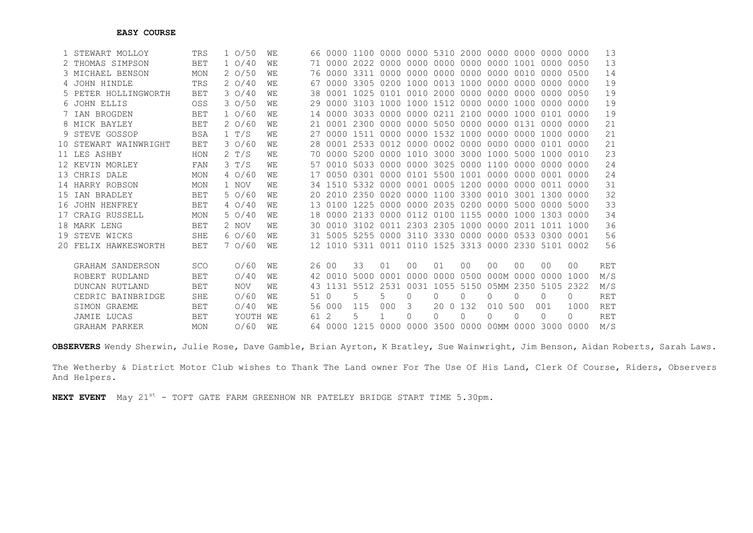**EASY COURSE**

| | | | | | | | | | | | | | | | | | |
|---|---|---|---|---|---|---|---|---|---|---|---|---|---|---|---|---|---|
| 1 | STEWART MOLLOY | TRS | 1 | O/50 | WE | 66 | 0000 | 1100 | 0000 | 0000 | 5310 | 2000 | 0000 | 0000 | 0000 | 0000 | 13 |
| 2 | THOMAS SIMPSON | BET | 1 | O/40 | WE | 71 | 0000 | 2022 | 0000 | 0000 | 0000 | 0000 | 0000 | 1001 | 0000 | 0050 | 13 |
| 3 | MICHAEL BENSON | MON | 2 | O/50 | WE | 76 | 0000 | 3311 | 0000 | 0000 | 0000 | 0000 | 0000 | 0010 | 0000 | 0500 | 14 |
| 4 | JOHN HINDLE | TRS | 2 | O/40 | WE | 67 | 0000 | 3305 | 0200 | 1000 | 0013 | 1000 | 0000 | 0000 | 0000 | 0000 | 19 |
| 5 | PETER HOLLINGWORTH | BET | 3 | O/40 | WE | 38 | 0001 | 1025 | 0101 | 0010 | 2000 | 0000 | 0000 | 0000 | 0000 | 0050 | 19 |
| 6 | JOHN ELLIS | OSS | 3 | O/50 | WE | 29 | 0000 | 3103 | 1000 | 1000 | 1512 | 0000 | 0000 | 1000 | 0000 | 0000 | 19 |
| 7 | IAN BROGDEN | BET | 1 | O/60 | WE | 14 | 0000 | 3033 | 0000 | 0000 | 0211 | 2100 | 0000 | 1000 | 0101 | 0000 | 19 |
| 8 | MICK BAYLEY | BET | 2 | O/60 | WE | 21 | 0001 | 2300 | 0000 | 0000 | 5050 | 0000 | 0000 | 0131 | 0000 | 0000 | 21 |
| 9 | STEVE GOSSOP | BSA | 1 | T/S | WE | 27 | 0000 | 1511 | 0000 | 0000 | 1532 | 1000 | 0000 | 0000 | 1000 | 0000 | 21 |
| 10 | STEWART WAINWRIGHT | BET | 3 | O/60 | WE | 28 | 0001 | 2533 | 0012 | 0000 | 0002 | 0000 | 0000 | 0000 | 0101 | 0000 | 21 |
| 11 | LES ASHBY | HON | 2 | T/S | WE | 70 | 0000 | 5200 | 0000 | 1010 | 3000 | 3000 | 1000 | 5000 | 1000 | 0010 | 23 |
| 12 | KEVIN MORLEY | FAN | 3 | T/S | WE | 57 | 0010 | 5033 | 0000 | 0000 | 3025 | 0000 | 1100 | 0000 | 0000 | 0000 | 24 |
| 13 | CHRIS DALE | MON | 4 | O/60 | WE | 17 | 0050 | 0301 | 0000 | 0101 | 5500 | 1001 | 0000 | 0000 | 0001 | 0000 | 24 |
| 14 | HARRY ROBSON | MON | 1 | NOV | WE | 34 | 1510 | 5332 | 0000 | 0001 | 0005 | 1200 | 0000 | 0000 | 0011 | 0000 | 31 |
| 15 | IAN BRADLEY | BET | 5 | O/60 | WE | 20 | 2010 | 2350 | 0020 | 0000 | 1100 | 3300 | 0010 | 3001 | 1300 | 0000 | 32 |
| 16 | JOHN HENFREY | BET | 4 | O/40 | WE | 13 | 0100 | 1225 | 0000 | 0000 | 2035 | 0200 | 0000 | 5000 | 0000 | 5000 | 33 |
| 17 | CRAIG RUSSELL | MON | 5 | O/40 | WE | 18 | 0000 | 2133 | 0000 | 0112 | 0100 | 1155 | 0000 | 1000 | 1303 | 0000 | 34 |
| 18 | MARK LENG | BET | 2 | NOV | WE | 30 | 0010 | 3102 | 0011 | 2303 | 2305 | 1000 | 0000 | 2011 | 1011 | 1000 | 36 |
| 19 | STEVE WICKS | SHE | 6 | O/60 | WE | 31 | 5005 | 5255 | 0000 | 3110 | 3330 | 0000 | 0000 | 0533 | 0300 | 0001 | 56 |
| 20 | FELIX HAWKESWORTH | BET | 7 | O/60 | WE | 12 | 1010 | 5311 | 0011 | 0110 | 1525 | 3313 | 0000 | 2330 | 5101 | 0002 | 56 |
| | GRAHAM SANDERSON | SCO | | O/60 | WE | 26 | 00 | 33 | 01 | 00 | 01 | 00 | 00 | 00 | 00 | 00 | RET |
| | ROBERT RUDLAND | BET | | O/40 | WE | 42 | 0010 | 5000 | 0001 | 0000 | 0000 | 0500 | 000M | 0000 | 0000 | 1000 | M/S |
| | DUNCAN RUTLAND | BET | | NOV | WE | 43 | 1131 | 5512 | 2531 | 0031 | 1055 | 5150 | 05MM | 2350 | 5105 | 2322 | M/S |
| | CEDRIC BAINBRIDGE | SHE | | O/60 | WE | 51 | 0 | 5 | 5 | 0 | 0 | 0 | 0 | 0 | 0 | 0 | RET |
| | SIMON GRAEME | BET | | O/40 | WE | 56 | 000 | 115 | 000 | 3 | 20 0 | 132 | 010 | 500 | 001 | 1000 | RET |
| | JAMIE LUCAS | BET | | YOUTH | WE | 61 | 2 | 5 | 1 | 0 | 0 | 0 | 0 | 0 | 0 | 0 | RET |
| | GRAHAM PARKER | MON | | O/60 | WE | 64 | 0000 | 1215 | 0000 | 0000 | 3500 | 0000 | 00MM | 0000 | 3000 | 0000 | M/S |

**OBSERVERS** Wendy Sherwin, Julie Rose, Dave Gamble, Brian Ayrton, K Bratley, Sue Wainwright, Jim Benson, Aidan Roberts, Sarah Laws.

The Wetherby & District Motor Club wishes to Thank The Land owner For The Use Of His Land, Clerk Of Course, Riders, Observers And Helpers.

**NEXT EVENT** May 21st - TOFT GATE FARM GREENHOW NR PATELEY BRIDGE START TIME 5.30pm.